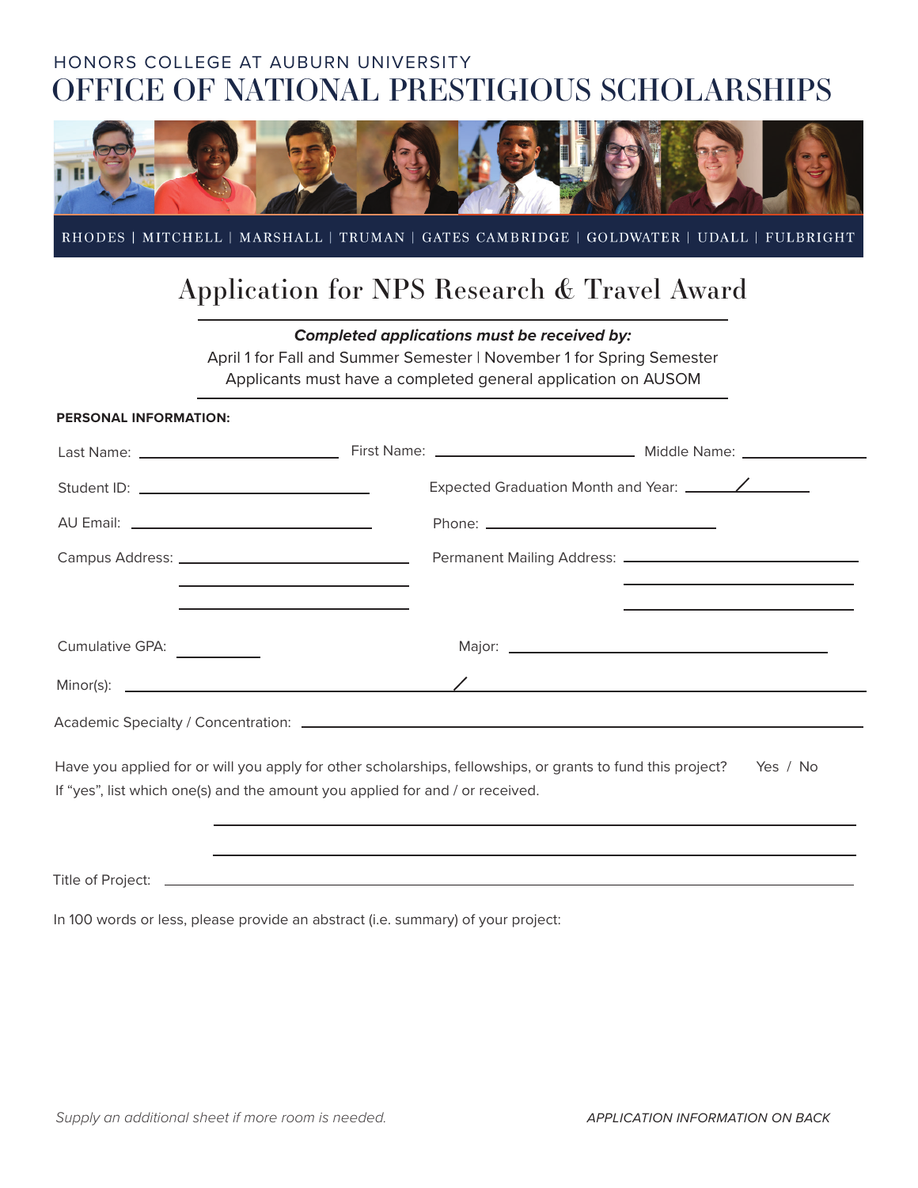HONORS COLLEGE AT AUBURN UNIVERSITY

# OFFICE OF NATIONAL PRESTIGIOUS SCHOLARSHIPS

RHODES | MITCHELL | MARSHALL | TRUMAN | GATES CAMBRIDGE | GOLDWATER | UDALL | FULBRIGHT

## Application for NPS Research & Travel Award

***Completed applications must be received by:***

April 1 for Fall and Summer Semester | November 1 for Spring Semester

Applicants must have a completed general application on AUSOM

**PERSONAL INFORMATION:**

Last Name: ______________________ First Name: ______________________ Middle Name: ______________

Student ID: ______________________ Expected Graduation Month and Year: _____/_____

AU Email: ______________________ Phone: ______________________

Campus Address: ______________________ Permanent Mailing Address: ______________________

Cumulative GPA: __________ Major: ______________________

Minor(s): ______________________ / ______________________

Academic Specialty / Concentration: ______________________

Have you applied for or will you apply for other scholarships, fellowships, or grants to fund this project? Yes / No

If "yes", list which one(s) and the amount you applied for and / or received.

______________________

______________________

Title of Project: ______________________

In 100 words or less, please provide an abstract (i.e. summary) of your project:

*Supply an additional sheet if more room is needed.*

*APPLICATION INFORMATION ON BACK*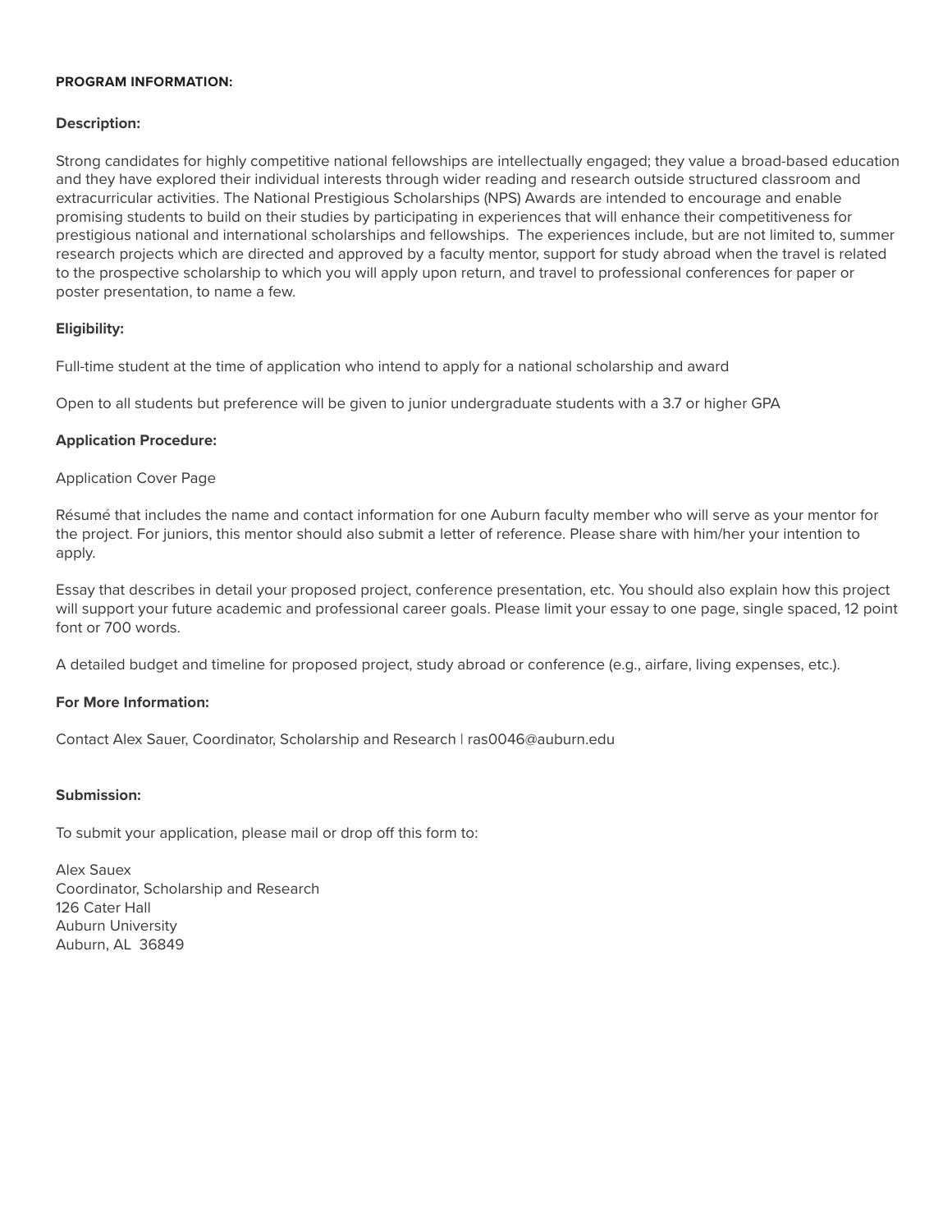**PROGRAM INFORMATION:**

**Description:**

Strong candidates for highly competitive national fellowships are intellectually engaged; they value a broad-based education and they have explored their individual interests through wider reading and research outside structured classroom and extracurricular activities. The National Prestigious Scholarships (NPS) Awards are intended to encourage and enable promising students to build on their studies by participating in experiences that will enhance their competitiveness for prestigious national and international scholarships and fellowships. The experiences include, but are not limited to, summer research projects which are directed and approved by a faculty mentor, support for study abroad when the travel is related to the prospective scholarship to which you will apply upon return, and travel to professional conferences for paper or poster presentation, to name a few.

**Eligibility:**

Full-time student at the time of application who intend to apply for a national scholarship and award

Open to all students but preference will be given to junior undergraduate students with a 3.7 or higher GPA

**Application Procedure:**

Application Cover Page

Résumé that includes the name and contact information for one Auburn faculty member who will serve as your mentor for the project. For juniors, this mentor should also submit a letter of reference. Please share with him/her your intention to apply.

Essay that describes in detail your proposed project, conference presentation, etc. You should also explain how this project will support your future academic and professional career goals. Please limit your essay to one page, single spaced, 12 point font or 700 words.

A detailed budget and timeline for proposed project, study abroad or conference (e.g., airfare, living expenses, etc.).

**For More Information:**

Contact Alex Sauer, Coordinator, Scholarship and Research | ras0046@auburn.edu

**Submission:**

To submit your application, please mail or drop off this form to:

Alex Sauex  
Coordinator, Scholarship and Research  
126 Cater Hall  
Auburn University  
Auburn, AL 36849